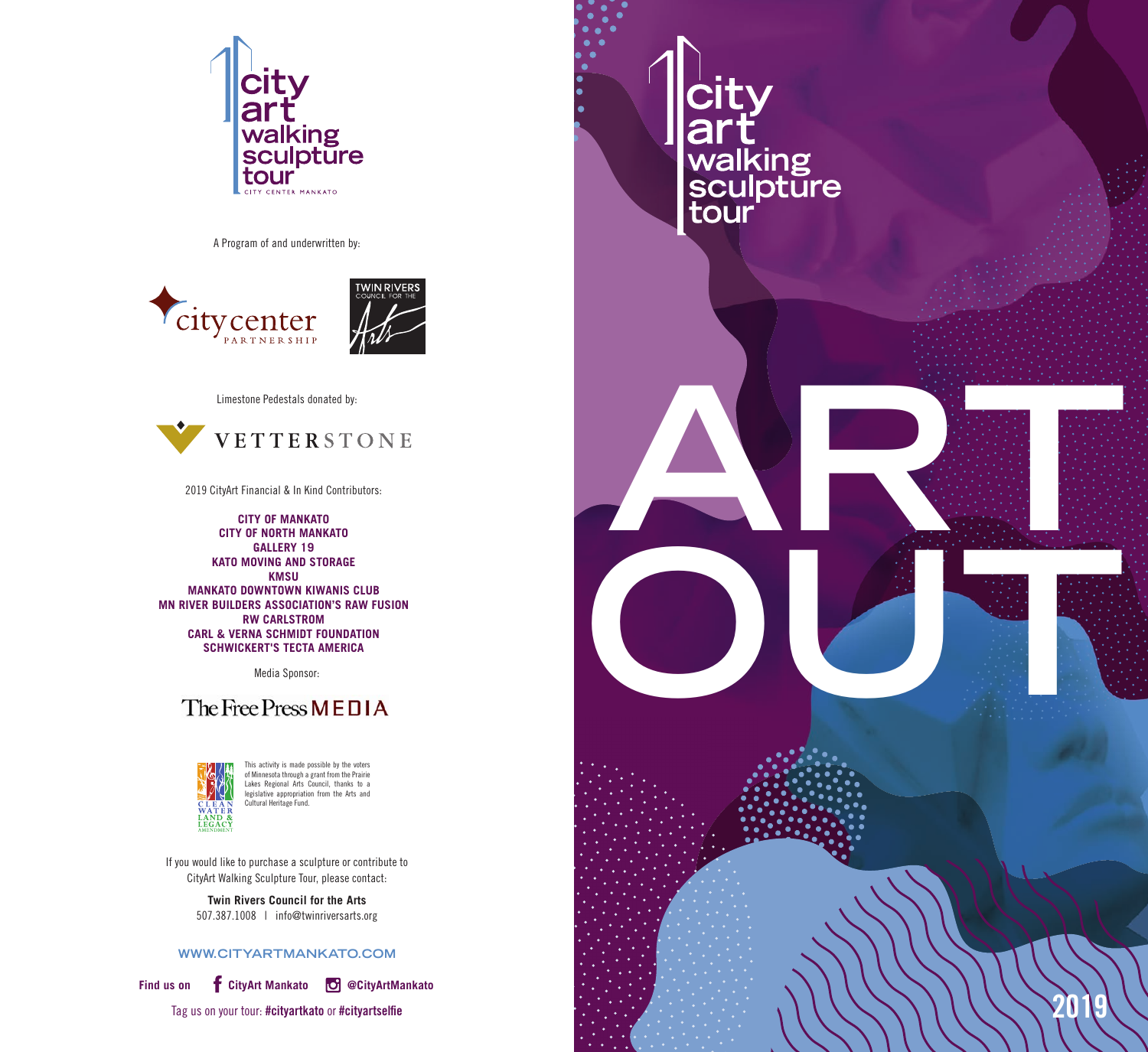# city art walking sculpture tour

CITY CENTER MANKATO

A Program of and underwritten by:

city center PARTNERSHIP

TWIN RIVERS COUNCIL FOR THE Arts

Limestone Pedestals donated by:

VETTERSTONE

2019 CityArt Financial & In Kind Contributors:

**CITY OF MANKATO**
**CITY OF NORTH MANKATO**
**GALLERY 19**
**KATO MOVING AND STORAGE**
**KMSU**
**MANKATO DOWNTOWN KIWANIS CLUB**
**MN RIVER BUILDERS ASSOCIATION'S RAW FUSION**
**RW CARLSTROM**
**CARL & VERNA SCHMIDT FOUNDATION**
**SCHWICKERT'S TECTA AMERICA**

Media Sponsor:

The Free Press MEDIA

CLEAN WATER LAND & LEGACY AMENDMENT

This activity is made possible by the voters of Minnesota through a grant from the Prairie Lakes Regional Arts Council, thanks to a legislative appropriation from the Arts and Cultural Heritage Fund.

If you would like to purchase a sculpture or contribute to CityArt Walking Sculpture Tour, please contact:

**Twin Rivers Council for the Arts**
507.387.1008 | info@twinriversarts.org

WWW.CITYARTMANKATO.COM

**Find us on** **CityArt Mankato** **@CityArtMankato**

Tag us on your tour: **#cityartkato** or **#cityartselfie**

# city art walking sculpture tour

# ART OUT

2019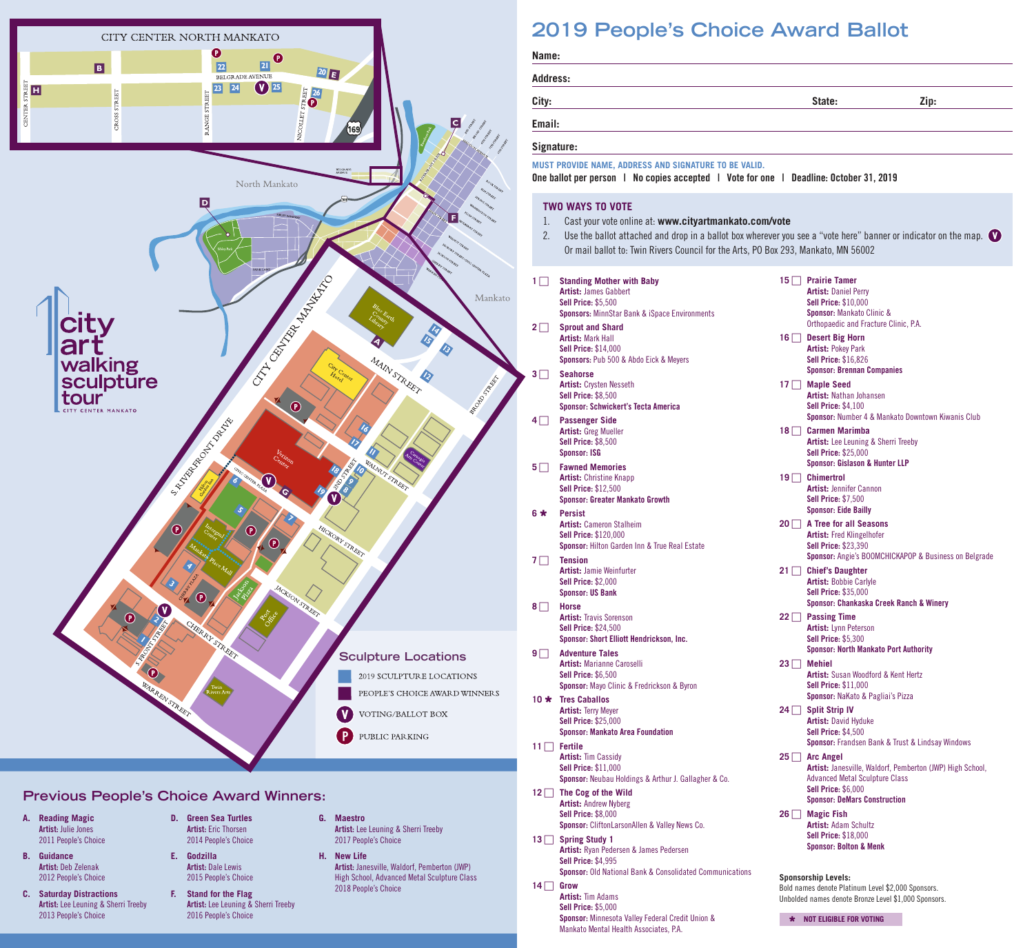# 2019 People's Choice Award Ballot

**Name:**

**Address:**

**City:** **State:** **Zip:**

**Email:**

**Signature:**

**MUST PROVIDE NAME, ADDRESS AND SIGNATURE TO BE VALID.**

**One ballot per person | No copies accepted | Vote for one | Deadline: October 31, 2019**

## TWO WAYS TO VOTE

1. Cast your vote online at: **www.cityartmankato.com/vote**
2. Use the ballot attached and drop in a ballot box wherever you see a "vote here" banner or indicator on the map. Or mail ballot to: Twin Rivers Council for the Arts, PO Box 293, Mankato, MN 56002

1 ☐ **Standing Mother with Baby**
Artist: James Gabbert
Sell Price: $5,500
Sponsors: MinnStar Bank & iSpace Environments

2 ☐ **Sprout and Shard**
Artist: Mark Hall
Sell Price: $14,000
Sponsors: Pub 500 & Abdo Eick & Meyers

3 ☐ **Seahorse**
Artist: Crysten Nesseth
Sell Price: $8,500
Sponsor: **Schwickert's Tecta America**

4 ☐ **Passenger Side**
Artist: Greg Mueller
Sell Price: $8,500
Sponsor: ISG

5 ☐ **Fawned Memories**
Artist: Christine Knapp
Sell Price: $12,500
Sponsor: **Greater Mankato Growth**

6 ★ **Persist**
Artist: Cameron Stalheim
Sell Price: $120,000
Sponsor: Hilton Garden Inn & True Real Estate

7 ☐ **Tension**
Artist: Jamie Weinfurter
Sell Price: $2,000
Sponsor: US Bank

8 ☐ **Horse**
Artist: Travis Sorenson
Sell Price: $24,500
Sponsor: **Short Elliott Hendrickson, Inc.**

9 ☐ **Adventure Tales**
Artist: Marianne Caroselli
Sell Price: $6,500
Sponsor: Mayo Clinic & Fredrickson & Byron

10 ★ **Tres Caballos**
Artist: Terry Meyer
Sell Price: $25,000
Sponsor: **Mankato Area Foundation**

11 ☐ **Fertile**
Artist: Tim Cassidy
Sell Price: $11,000
Sponsor: Neubau Holdings & Arthur J. Gallagher & Co.

12 ☐ **The Cog of the Wild**
Artist: Andrew Nyberg
Sell Price: $8,000
Sponsor: CliftonLarsonAllen & Valley News Co.

13 ☐ **Spring Study 1**
Artist: Ryan Pedersen & James Pedersen
Sell Price: $4,995
Sponsor: Old National Bank & Consolidated Communications

14 ☐ **Grow**
Artist: Tim Adams
Sell Price: $5,000
Sponsor: Minnesota Valley Federal Credit Union & Mankato Mental Health Associates, P.A.

15 ☐ **Prairie Tamer**
Artist: Daniel Perry
Sell Price: $10,000
Sponsor: Mankato Clinic & Orthopaedic and Fracture Clinic, P.A.

16 ☐ **Desert Big Horn**
Artist: Pokey Park
Sell Price: $16,826
Sponsor: **Brennan Companies**

17 ☐ **Maple Seed**
Artist: Nathan Johansen
Sell Price: $4,100
Sponsor: Number 4 & Mankato Downtown Kiwanis Club

18 ☐ **Carmen Marimba**
Artist: Lee Leuning & Sherri Treeby
Sell Price: $25,000
Sponsor: **Gislason & Hunter LLP**

19 ☐ **Chimertrol**
Artist: Jennifer Cannon
Sell Price: $7,500
Sponsor: **Eide Bailly**

20 ☐ **A Tree for all Seasons**
Artist: Fred Klingelhofer
Sell Price: $23,390
Sponsor: Angie's BOOMCHICKAPOP & Business on Belgrade

21 ☐ **Chief's Daughter**
Artist: Bobbie Carlyle
Sell Price: $35,000
Sponsor: **Chankaska Creek Ranch & Winery**

22 ☐ **Passing Time**
Artist: Lynn Peterson
Sell Price: $5,300
Sponsor: **North Mankato Port Authority**

23 ☐ **Mehiel**
Artist: Susan Woodford & Kent Hertz
Sell Price: $11,000
Sponsor: NaKato & Pagliai's Pizza

24 ☐ **Split Strip IV**
Artist: David Hyduke
Sell Price: $4,500
Sponsor: Frandsen Bank & Trust & Lindsay Windows

25 ☐ **Arc Angel**
Artist: Janesville, Waldorf, Pemberton (JWP) High School, Advanced Metal Sculpture Class
Sell Price: $6,000
Sponsor: **DeMars Construction**

26 ☐ **Magic Fish**
Artist: Adam Schultz
Sell Price: $18,000
Sponsor: **Bolton & Menk**

**Sponsorship Levels:**
Bold names denote Platinum Level $2,000 Sponsors.
Unbolded names denote Bronze Level $1,000 Sponsors.

★ NOT ELIGIBLE FOR VOTING

## Sculpture Locations

2019 SCULPTURE LOCATIONS
PEOPLE'S CHOICE AWARD WINNERS
V VOTING/BALLOT BOX
P PUBLIC PARKING

## Previous People's Choice Award Winners:

**A. Reading Magic**
Artist: Julie Jones
2011 People's Choice

**B. Guidance**
Artist: Deb Zelenak
2012 People's Choice

**C. Saturday Distractions**
Artist: Lee Leuning & Sherri Treeby
2013 People's Choice

**D. Green Sea Turtles**
Artist: Eric Thorsen
2014 People's Choice

**E. Godzilla**
Artist: Dale Lewis
2015 People's Choice

**F. Stand for the Flag**
Artist: Lee Leuning & Sherri Treeby
2016 People's Choice

**G. Maestro**
Artist: Lee Leuning & Sherri Treeby
2017 People's Choice

**H. New Life**
Artist: Janesville, Waldorf, Pemberton (JWP) High School, Advanced Metal Sculpture Class
2018 People's Choice